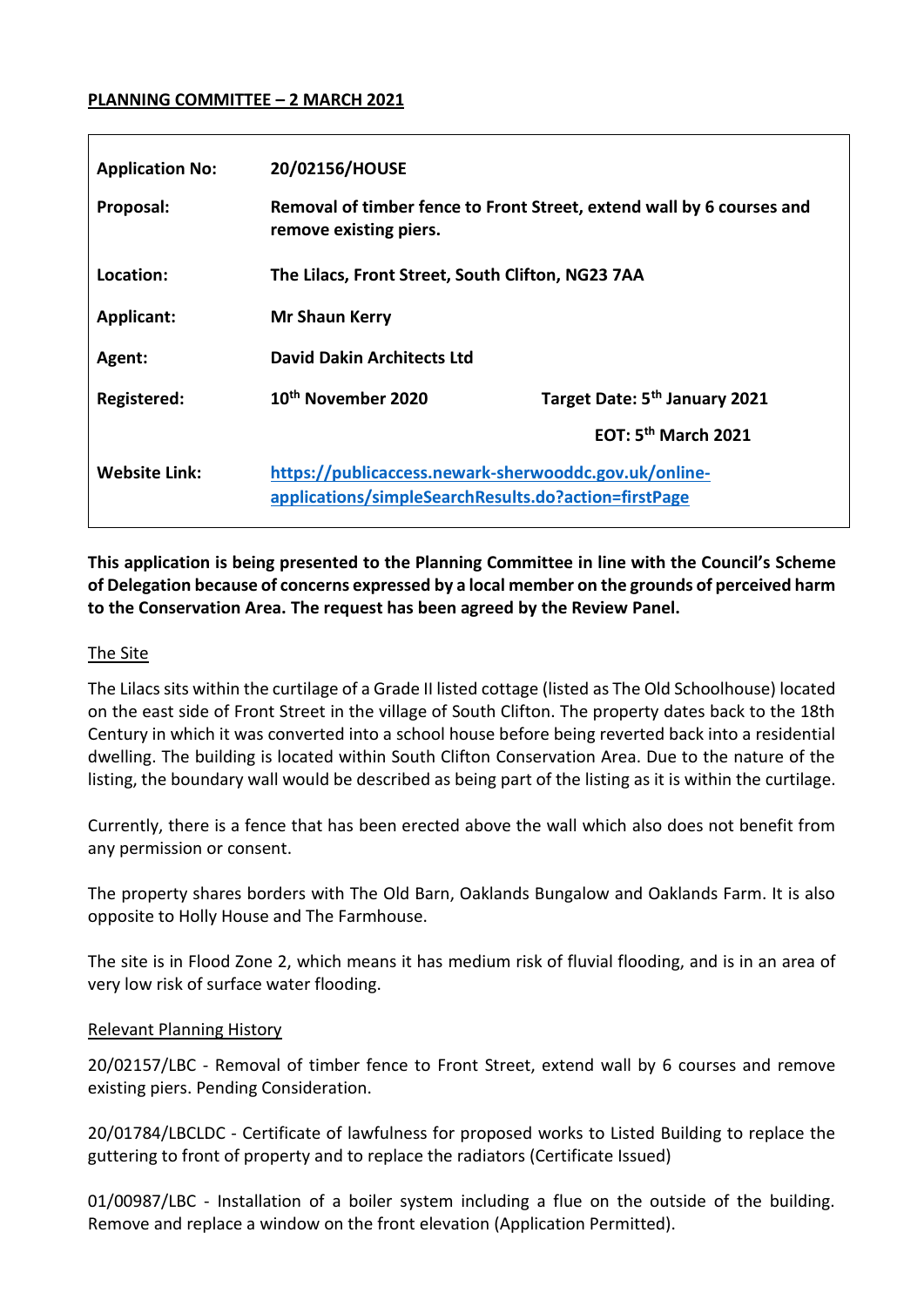**PLANNING COMMITTEE – 2 MARCH 2021**

| | | |
|---|---|---|
| **Application No:** | **20/02156/HOUSE** | |
| **Proposal:** | **Removal of timber fence to Front Street, extend wall by 6 courses and remove existing piers.** | |
| **Location:** | **The Lilacs, Front Street, South Clifton, NG23 7AA** | |
| **Applicant:** | **Mr Shaun Kerry** | |
| **Agent:** | **David Dakin Architects Ltd** | |
| **Registered:** | **10th November 2020** | **Target Date: 5th January 2021** |
| | | **EOT: 5th March 2021** |
| **Website Link:** | **[https://publicaccess.newark-sherwooddc.gov.uk/online-applications/simpleSearchResults.do?action=firstPage](https://publicaccess.newark-sherwooddc.gov.uk/online-applications/simpleSearchResults.do?action=firstPage)** | |

**This application is being presented to the Planning Committee in line with the Council's Scheme of Delegation because of concerns expressed by a local member on the grounds of perceived harm to the Conservation Area. The request has been agreed by the Review Panel.**

## The Site

The Lilacs sits within the curtilage of a Grade II listed cottage (listed as The Old Schoolhouse) located on the east side of Front Street in the village of South Clifton. The property dates back to the 18th Century in which it was converted into a school house before being reverted back into a residential dwelling. The building is located within South Clifton Conservation Area. Due to the nature of the listing, the boundary wall would be described as being part of the listing as it is within the curtilage.

Currently, there is a fence that has been erected above the wall which also does not benefit from any permission or consent.

The property shares borders with The Old Barn, Oaklands Bungalow and Oaklands Farm. It is also opposite to Holly House and The Farmhouse.

The site is in Flood Zone 2, which means it has medium risk of fluvial flooding, and is in an area of very low risk of surface water flooding.

## Relevant Planning History

20/02157/LBC - Removal of timber fence to Front Street, extend wall by 6 courses and remove existing piers. Pending Consideration.

20/01784/LBCLDC - Certificate of lawfulness for proposed works to Listed Building to replace the guttering to front of property and to replace the radiators (Certificate Issued)

01/00987/LBC - Installation of a boiler system including a flue on the outside of the building. Remove and replace a window on the front elevation (Application Permitted).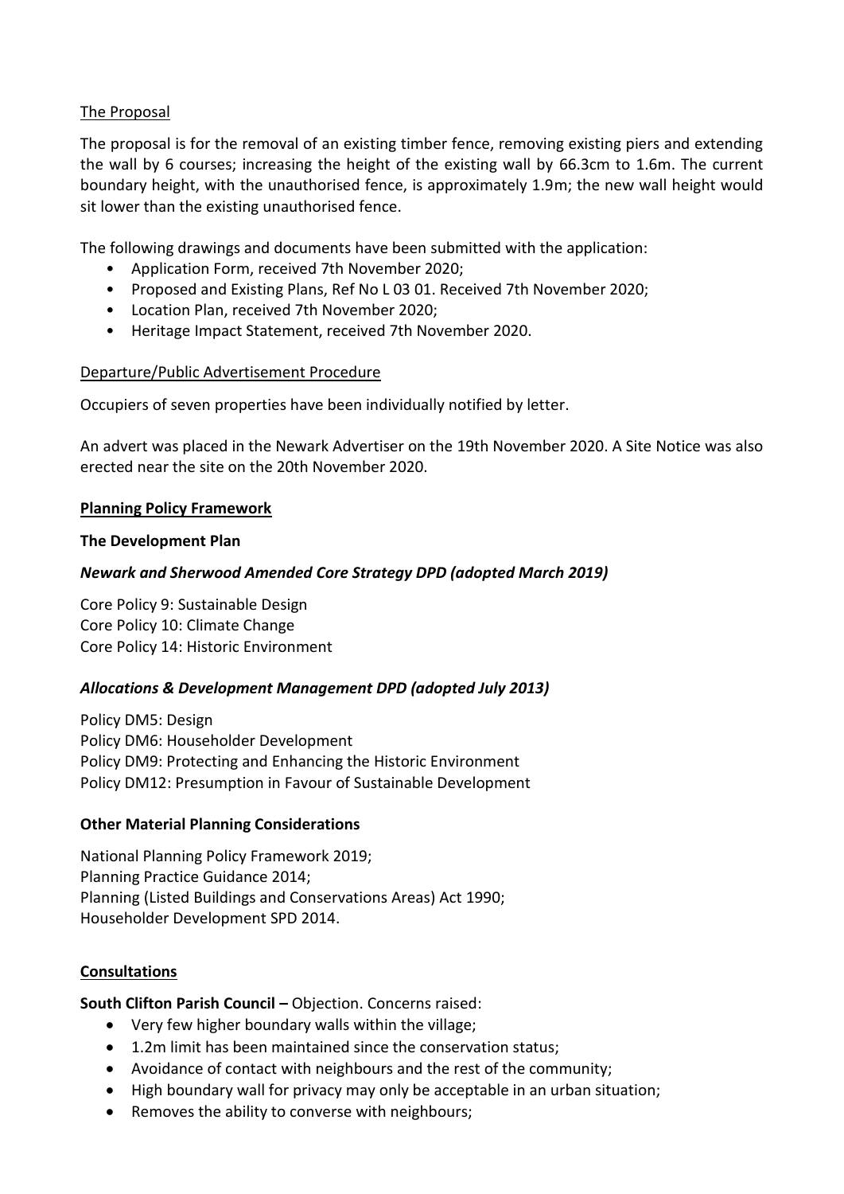The Proposal

The proposal is for the removal of an existing timber fence, removing existing piers and extending the wall by 6 courses; increasing the height of the existing wall by 66.3cm to 1.6m. The current boundary height, with the unauthorised fence, is approximately 1.9m; the new wall height would sit lower than the existing unauthorised fence.

The following drawings and documents have been submitted with the application:

- Application Form, received 7th November 2020;
- Proposed and Existing Plans, Ref No L 03 01. Received 7th November 2020;
- Location Plan, received 7th November 2020;
- Heritage Impact Statement, received 7th November 2020.

Departure/Public Advertisement Procedure

Occupiers of seven properties have been individually notified by letter.

An advert was placed in the Newark Advertiser on the 19th November 2020. A Site Notice was also erected near the site on the 20th November 2020.

## Planning Policy Framework

### The Development Plan

#### *Newark and Sherwood Amended Core Strategy DPD (adopted March 2019)*

Core Policy 9: Sustainable Design
Core Policy 10: Climate Change
Core Policy 14: Historic Environment

#### *Allocations & Development Management DPD (adopted July 2013)*

Policy DM5: Design
Policy DM6: Householder Development
Policy DM9: Protecting and Enhancing the Historic Environment
Policy DM12: Presumption in Favour of Sustainable Development

### Other Material Planning Considerations

National Planning Policy Framework 2019;
Planning Practice Guidance 2014;
Planning (Listed Buildings and Conservations Areas) Act 1990;
Householder Development SPD 2014.

## Consultations

**South Clifton Parish Council –** Objection. Concerns raised:

- Very few higher boundary walls within the village;
- 1.2m limit has been maintained since the conservation status;
- Avoidance of contact with neighbours and the rest of the community;
- High boundary wall for privacy may only be acceptable in an urban situation;
- Removes the ability to converse with neighbours;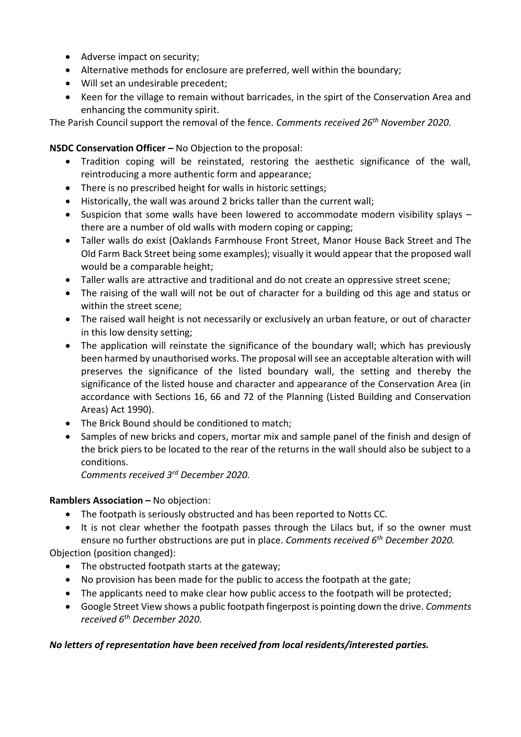- Adverse impact on security;
- Alternative methods for enclosure are preferred, well within the boundary;
- Will set an undesirable precedent;
- Keen for the village to remain without barricades, in the spirt of the Conservation Area and enhancing the community spirit.

The Parish Council support the removal of the fence. *Comments received 26th November 2020.*

**NSDC Conservation Officer –** No Objection to the proposal:

- Tradition coping will be reinstated, restoring the aesthetic significance of the wall, reintroducing a more authentic form and appearance;
- There is no prescribed height for walls in historic settings;
- Historically, the wall was around 2 bricks taller than the current wall;
- Suspicion that some walls have been lowered to accommodate modern visibility splays – there are a number of old walls with modern coping or capping;
- Taller walls do exist (Oaklands Farmhouse Front Street, Manor House Back Street and The Old Farm Back Street being some examples); visually it would appear that the proposed wall would be a comparable height;
- Taller walls are attractive and traditional and do not create an oppressive street scene;
- The raising of the wall will not be out of character for a building od this age and status or within the street scene;
- The raised wall height is not necessarily or exclusively an urban feature, or out of character in this low density setting;
- The application will reinstate the significance of the boundary wall; which has previously been harmed by unauthorised works. The proposal will see an acceptable alteration with will preserves the significance of the listed boundary wall, the setting and thereby the significance of the listed house and character and appearance of the Conservation Area (in accordance with Sections 16, 66 and 72 of the Planning (Listed Building and Conservation Areas) Act 1990).
- The Brick Bound should be conditioned to match;
- Samples of new bricks and copers, mortar mix and sample panel of the finish and design of the brick piers to be located to the rear of the returns in the wall should also be subject to a conditions.

  *Comments received 3rd December 2020.*

**Ramblers Association –** No objection:

- The footpath is seriously obstructed and has been reported to Notts CC.
- It is not clear whether the footpath passes through the Lilacs but, if so the owner must ensure no further obstructions are put in place. *Comments received 6th December 2020.*

Objection (position changed):

- The obstructed footpath starts at the gateway;
- No provision has been made for the public to access the footpath at the gate;
- The applicants need to make clear how public access to the footpath will be protected;
- Google Street View shows a public footpath fingerpost is pointing down the drive. *Comments received 6th December 2020.*

***No letters of representation have been received from local residents/interested parties.***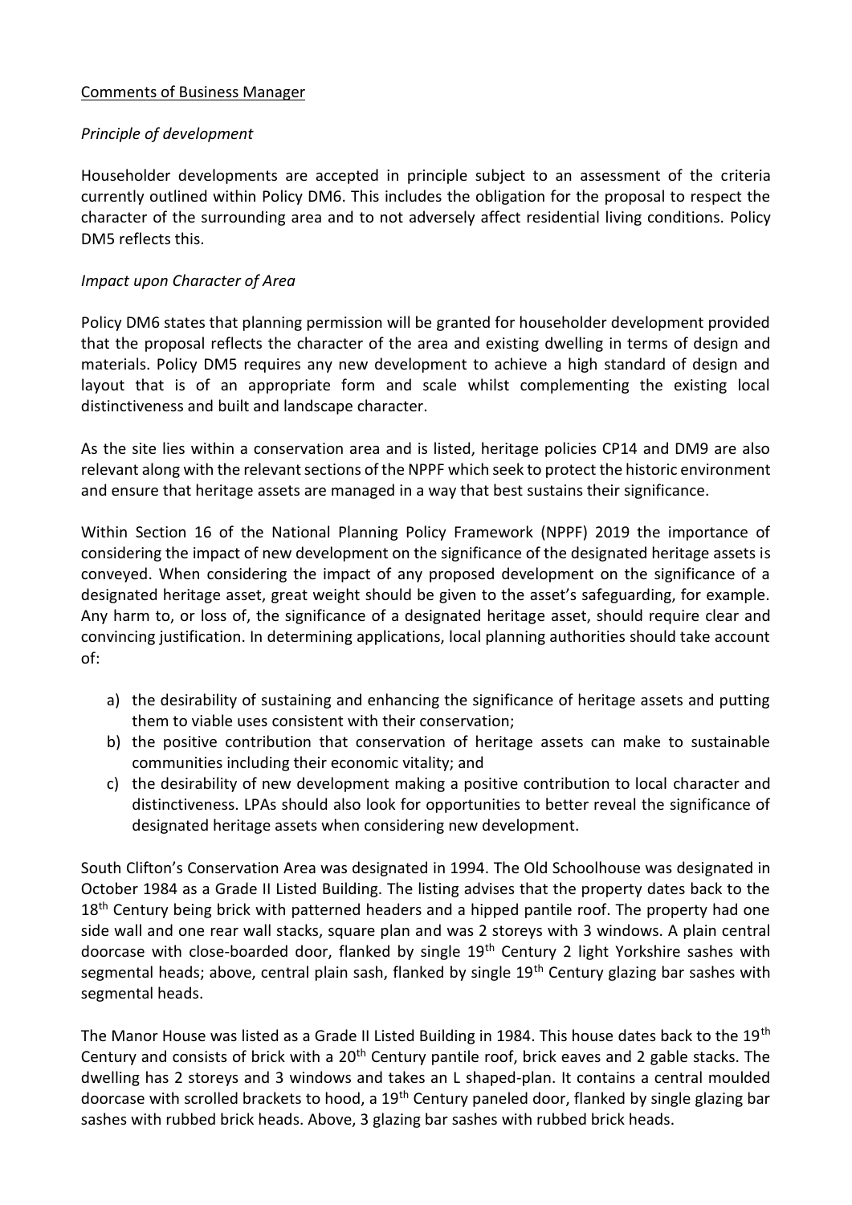Comments of Business Manager

*Principle of development*

Householder developments are accepted in principle subject to an assessment of the criteria currently outlined within Policy DM6. This includes the obligation for the proposal to respect the character of the surrounding area and to not adversely affect residential living conditions. Policy DM5 reflects this.

*Impact upon Character of Area*

Policy DM6 states that planning permission will be granted for householder development provided that the proposal reflects the character of the area and existing dwelling in terms of design and materials. Policy DM5 requires any new development to achieve a high standard of design and layout that is of an appropriate form and scale whilst complementing the existing local distinctiveness and built and landscape character.

As the site lies within a conservation area and is listed, heritage policies CP14 and DM9 are also relevant along with the relevant sections of the NPPF which seek to protect the historic environment and ensure that heritage assets are managed in a way that best sustains their significance.

Within Section 16 of the National Planning Policy Framework (NPPF) 2019 the importance of considering the impact of new development on the significance of the designated heritage assets is conveyed. When considering the impact of any proposed development on the significance of a designated heritage asset, great weight should be given to the asset's safeguarding, for example. Any harm to, or loss of, the significance of a designated heritage asset, should require clear and convincing justification. In determining applications, local planning authorities should take account of:

a) the desirability of sustaining and enhancing the significance of heritage assets and putting them to viable uses consistent with their conservation;
b) the positive contribution that conservation of heritage assets can make to sustainable communities including their economic vitality; and
c) the desirability of new development making a positive contribution to local character and distinctiveness. LPAs should also look for opportunities to better reveal the significance of designated heritage assets when considering new development.

South Clifton's Conservation Area was designated in 1994. The Old Schoolhouse was designated in October 1984 as a Grade II Listed Building. The listing advises that the property dates back to the 18th Century being brick with patterned headers and a hipped pantile roof. The property had one side wall and one rear wall stacks, square plan and was 2 storeys with 3 windows. A plain central doorcase with close-boarded door, flanked by single 19th Century 2 light Yorkshire sashes with segmental heads; above, central plain sash, flanked by single 19th Century glazing bar sashes with segmental heads.

The Manor House was listed as a Grade II Listed Building in 1984. This house dates back to the 19th Century and consists of brick with a 20th Century pantile roof, brick eaves and 2 gable stacks. The dwelling has 2 storeys and 3 windows and takes an L shaped-plan. It contains a central moulded doorcase with scrolled brackets to hood, a 19th Century paneled door, flanked by single glazing bar sashes with rubbed brick heads. Above, 3 glazing bar sashes with rubbed brick heads.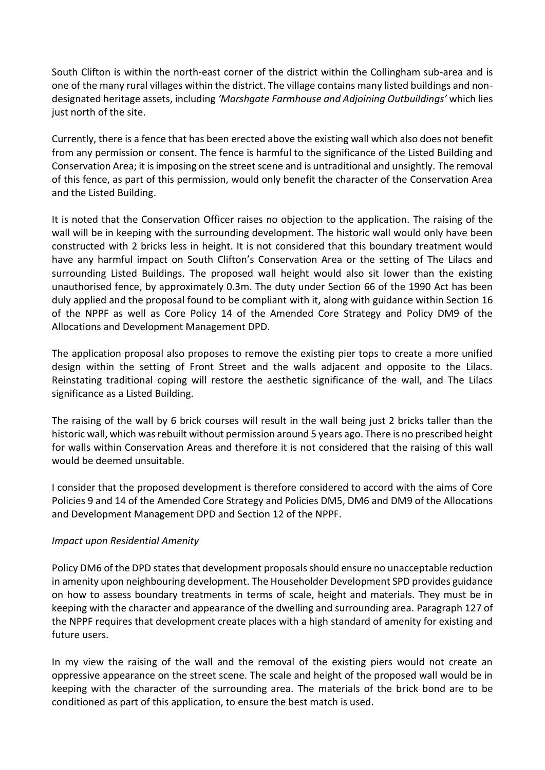South Clifton is within the north-east corner of the district within the Collingham sub-area and is one of the many rural villages within the district. The village contains many listed buildings and non-designated heritage assets, including *'Marshgate Farmhouse and Adjoining Outbuildings'* which lies just north of the site.

Currently, there is a fence that has been erected above the existing wall which also does not benefit from any permission or consent. The fence is harmful to the significance of the Listed Building and Conservation Area; it is imposing on the street scene and is untraditional and unsightly. The removal of this fence, as part of this permission, would only benefit the character of the Conservation Area and the Listed Building.

It is noted that the Conservation Officer raises no objection to the application. The raising of the wall will be in keeping with the surrounding development. The historic wall would only have been constructed with 2 bricks less in height. It is not considered that this boundary treatment would have any harmful impact on South Clifton's Conservation Area or the setting of The Lilacs and surrounding Listed Buildings. The proposed wall height would also sit lower than the existing unauthorised fence, by approximately 0.3m. The duty under Section 66 of the 1990 Act has been duly applied and the proposal found to be compliant with it, along with guidance within Section 16 of the NPPF as well as Core Policy 14 of the Amended Core Strategy and Policy DM9 of the Allocations and Development Management DPD.

The application proposal also proposes to remove the existing pier tops to create a more unified design within the setting of Front Street and the walls adjacent and opposite to the Lilacs. Reinstating traditional coping will restore the aesthetic significance of the wall, and The Lilacs significance as a Listed Building.

The raising of the wall by 6 brick courses will result in the wall being just 2 bricks taller than the historic wall, which was rebuilt without permission around 5 years ago. There is no prescribed height for walls within Conservation Areas and therefore it is not considered that the raising of this wall would be deemed unsuitable.

I consider that the proposed development is therefore considered to accord with the aims of Core Policies 9 and 14 of the Amended Core Strategy and Policies DM5, DM6 and DM9 of the Allocations and Development Management DPD and Section 12 of the NPPF.

*Impact upon Residential Amenity*

Policy DM6 of the DPD states that development proposals should ensure no unacceptable reduction in amenity upon neighbouring development. The Householder Development SPD provides guidance on how to assess boundary treatments in terms of scale, height and materials. They must be in keeping with the character and appearance of the dwelling and surrounding area. Paragraph 127 of the NPPF requires that development create places with a high standard of amenity for existing and future users.

In my view the raising of the wall and the removal of the existing piers would not create an oppressive appearance on the street scene. The scale and height of the proposed wall would be in keeping with the character of the surrounding area. The materials of the brick bond are to be conditioned as part of this application, to ensure the best match is used.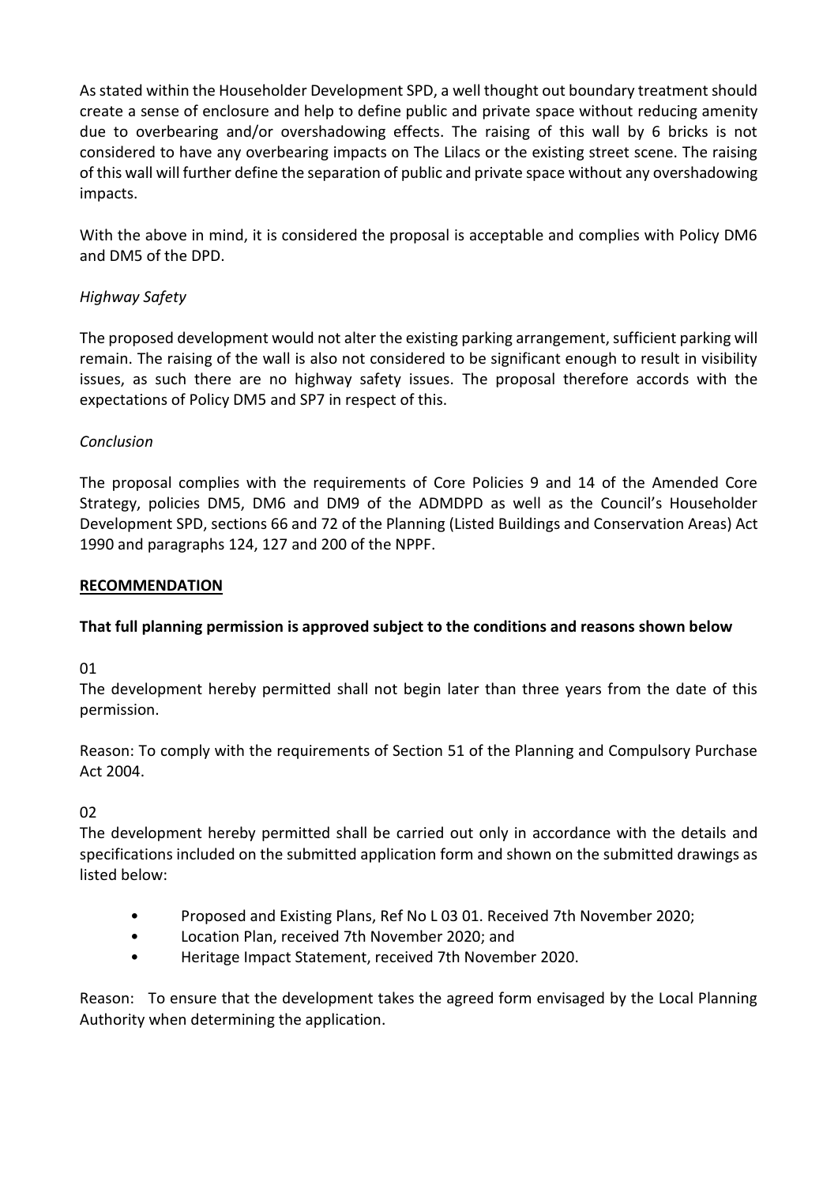As stated within the Householder Development SPD, a well thought out boundary treatment should create a sense of enclosure and help to define public and private space without reducing amenity due to overbearing and/or overshadowing effects. The raising of this wall by 6 bricks is not considered to have any overbearing impacts on The Lilacs or the existing street scene. The raising of this wall will further define the separation of public and private space without any overshadowing impacts.

With the above in mind, it is considered the proposal is acceptable and complies with Policy DM6 and DM5 of the DPD.

*Highway Safety*

The proposed development would not alter the existing parking arrangement, sufficient parking will remain. The raising of the wall is also not considered to be significant enough to result in visibility issues, as such there are no highway safety issues. The proposal therefore accords with the expectations of Policy DM5 and SP7 in respect of this.

*Conclusion*

The proposal complies with the requirements of Core Policies 9 and 14 of the Amended Core Strategy, policies DM5, DM6 and DM9 of the ADMDPD as well as the Council's Householder Development SPD, sections 66 and 72 of the Planning (Listed Buildings and Conservation Areas) Act 1990 and paragraphs 124, 127 and 200 of the NPPF.

**<u>RECOMMENDATION</u>**

**That full planning permission is approved subject to the conditions and reasons shown below**

01

The development hereby permitted shall not begin later than three years from the date of this permission.

Reason: To comply with the requirements of Section 51 of the Planning and Compulsory Purchase Act 2004.

02

The development hereby permitted shall be carried out only in accordance with the details and specifications included on the submitted application form and shown on the submitted drawings as listed below:

- Proposed and Existing Plans, Ref No L 03 01. Received 7th November 2020;
- Location Plan, received 7th November 2020; and
- Heritage Impact Statement, received 7th November 2020.

Reason: To ensure that the development takes the agreed form envisaged by the Local Planning Authority when determining the application.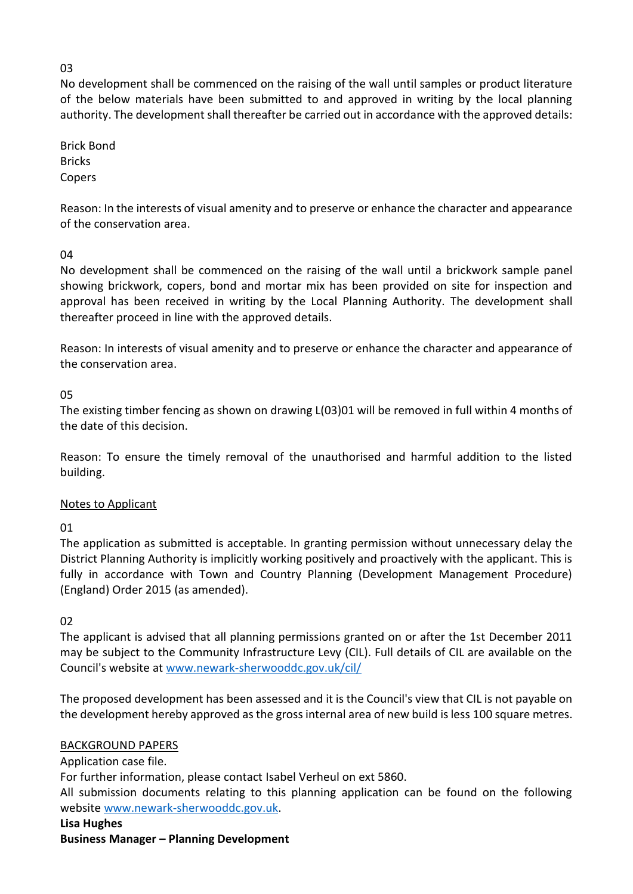03

No development shall be commenced on the raising of the wall until samples or product literature of the below materials have been submitted to and approved in writing by the local planning authority. The development shall thereafter be carried out in accordance with the approved details:

Brick Bond
Bricks
Copers

Reason: In the interests of visual amenity and to preserve or enhance the character and appearance of the conservation area.

04

No development shall be commenced on the raising of the wall until a brickwork sample panel showing brickwork, copers, bond and mortar mix has been provided on site for inspection and approval has been received in writing by the Local Planning Authority. The development shall thereafter proceed in line with the approved details.

Reason: In interests of visual amenity and to preserve or enhance the character and appearance of the conservation area.

05

The existing timber fencing as shown on drawing L(03)01 will be removed in full within 4 months of the date of this decision.

Reason: To ensure the timely removal of the unauthorised and harmful addition to the listed building.

<u>Notes to Applicant</u>

01

The application as submitted is acceptable. In granting permission without unnecessary delay the District Planning Authority is implicitly working positively and proactively with the applicant. This is fully in accordance with Town and Country Planning (Development Management Procedure) (England) Order 2015 (as amended).

02

The applicant is advised that all planning permissions granted on or after the 1st December 2011 may be subject to the Community Infrastructure Levy (CIL). Full details of CIL are available on the Council's website at www.newark-sherwooddc.gov.uk/cil/

The proposed development has been assessed and it is the Council's view that CIL is not payable on the development hereby approved as the gross internal area of new build is less 100 square metres.

<u>BACKGROUND PAPERS</u>

Application case file.
For further information, please contact Isabel Verheul on ext 5860.
All submission documents relating to this planning application can be found on the following website www.newark-sherwooddc.gov.uk.

**Lisa Hughes**
**Business Manager – Planning Development**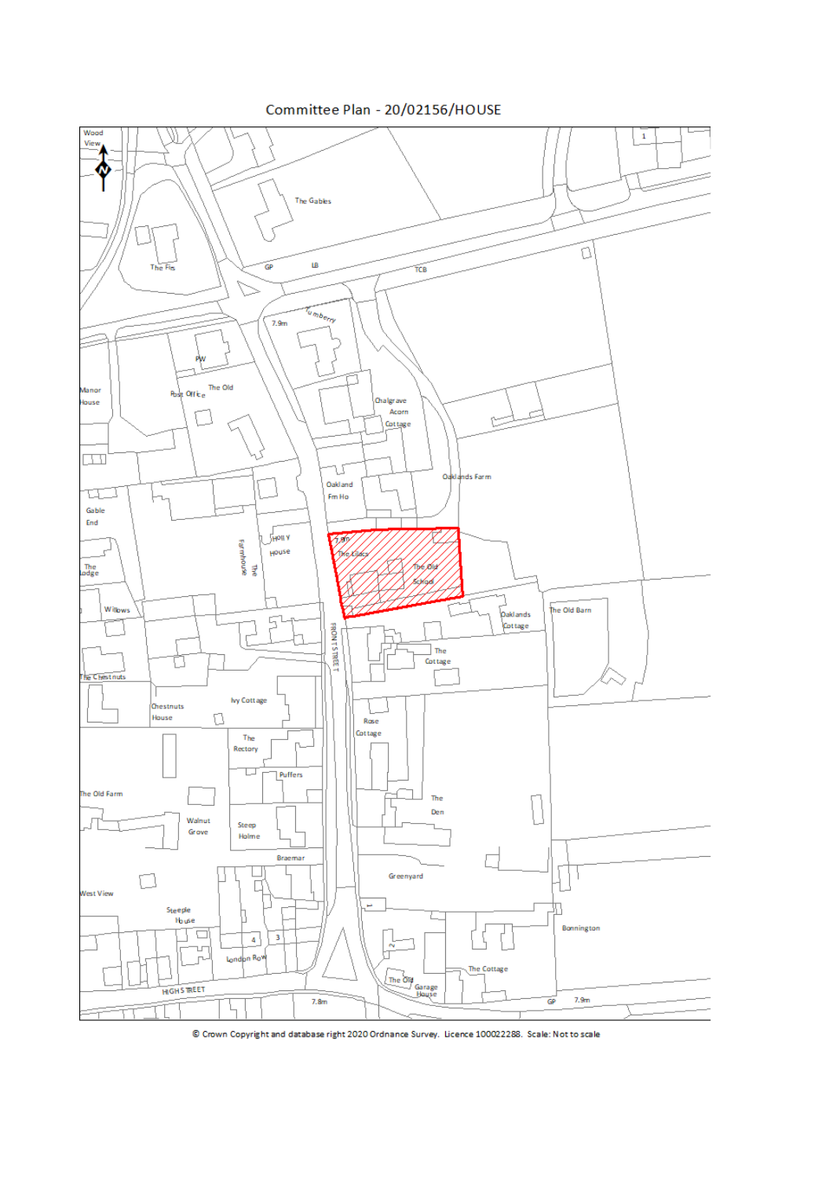# Committee Plan - 20/02156/HOUSE

© Crown Copyright and database right 2020 Ordnance Survey. Licence 100022288. Scale: Not to scale